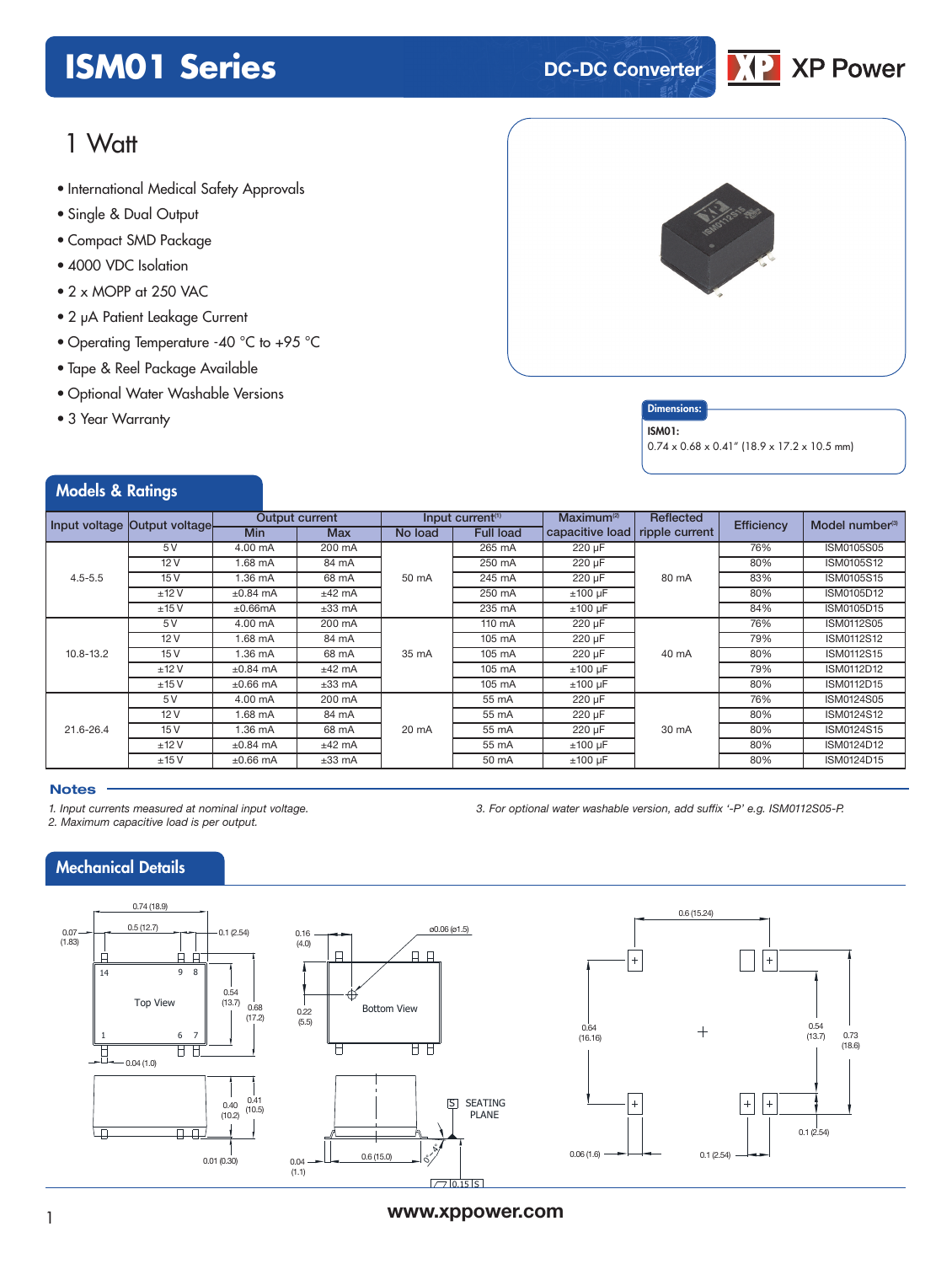# ISM01 Series

DC-DC Converter

XP Power

## 1 Watt

- International Medical Safety Approvals
- Single & Dual Output
- Compact SMD Package
- 4000 VDC Isolation
- 2 x MOPP at 250 VAC
- 2 μA Patient Leakage Current
- Operating Temperature -40 °C to +95 °C
- Tape & Reel Package Available
- Optional Water Washable Versions
- 3 Year Warranty

**Dimensions:**

**ISM01:**
0.74 x 0.68 x 0.41″ (18.9 x 17.2 x 10.5 mm)

## Models & Ratings

| Input voltage | Output voltage | Output current | | Input current[1] | | Maximum[2] capacitive load | Reflected ripple current | Efficiency | Model number[3] |
|---|---|---|---|---|---|---|---|---|---|
| | | Min | Max | No load | Full load | | | | |
| 4.5-5.5 | 5 V | 4.00 mA | 200 mA | 50 mA | 265 mA | 220 μF | 80 mA | 76% | ISM0105S05 |
| | 12 V | 1.68 mA | 84 mA | | 250 mA | 220 μF | | 80% | ISM0105S12 |
| | 15 V | 1.36 mA | 68 mA | | 245 mA | 220 μF | | 83% | ISM0105S15 |
| | ±12 V | ±0.84 mA | ±42 mA | | 250 mA | ±100 μF | | 80% | ISM0105D12 |
| | ±15 V | ±0.66mA | ±33 mA | | 235 mA | ±100 μF | | 84% | ISM0105D15 |
| 10.8-13.2 | 5 V | 4.00 mA | 200 mA | 35 mA | 110 mA | 220 μF | 40 mA | 76% | ISM0112S05 |
| | 12 V | 1.68 mA | 84 mA | | 105 mA | 220 μF | | 79% | ISM0112S12 |
| | 15 V | 1.36 mA | 68 mA | | 105 mA | 220 μF | | 80% | ISM0112S15 |
| | ±12 V | ±0.84 mA | ±42 mA | | 105 mA | ±100 μF | | 79% | ISM0112D12 |
| | ±15 V | ±0.66 mA | ±33 mA | | 105 mA | ±100 μF | | 80% | ISM0112D15 |
| 21.6-26.4 | 5 V | 4.00 mA | 200 mA | 20 mA | 55 mA | 220 μF | 30 mA | 76% | ISM0124S05 |
| | 12 V | 1.68 mA | 84 mA | | 55 mA | 220 μF | | 80% | ISM0124S12 |
| | 15 V | 1.36 mA | 68 mA | | 55 mA | 220 μF | | 80% | ISM0124S15 |
| | ±12 V | ±0.84 mA | ±42 mA | | 55 mA | ±100 μF | | 80% | ISM0124D12 |
| | ±15 V | ±0.66 mA | ±33 mA | | 50 mA | ±100 μF | | 80% | ISM0124D15 |

### Notes

*1. Input currents measured at nominal input voltage.*
*2. Maximum capacitive load is per output.*
*3. For optional water washable version, add suffix '-P' e.g. ISM0112S05-P.*

## Mechanical Details

0.74 (18.9)
0.07 (1.83)
0.5 (12.7)
0.1 (2.54)
14 9 8
Top View
1 6 7
0.54 (13.7)
0.68 (17.2)
0.04 (1.0)
0.40 (10.2)
0.41 (10.5)
0.01 (0.30)

0.16 (4.0)
ø0.06 (ø1.5)
Bottom View
0.22 (5.5)
S SEATING PLANE
0.04 (1.1)
0.6 (15.0)
0°~4°
0.15 S

0.6 (15.24)
0.64 (16.16)
0.54 (13.7)
0.73 (18.6)
0.1 (2.54)
0.06 (1.6)
0.1 (2.54)

www.xppower.com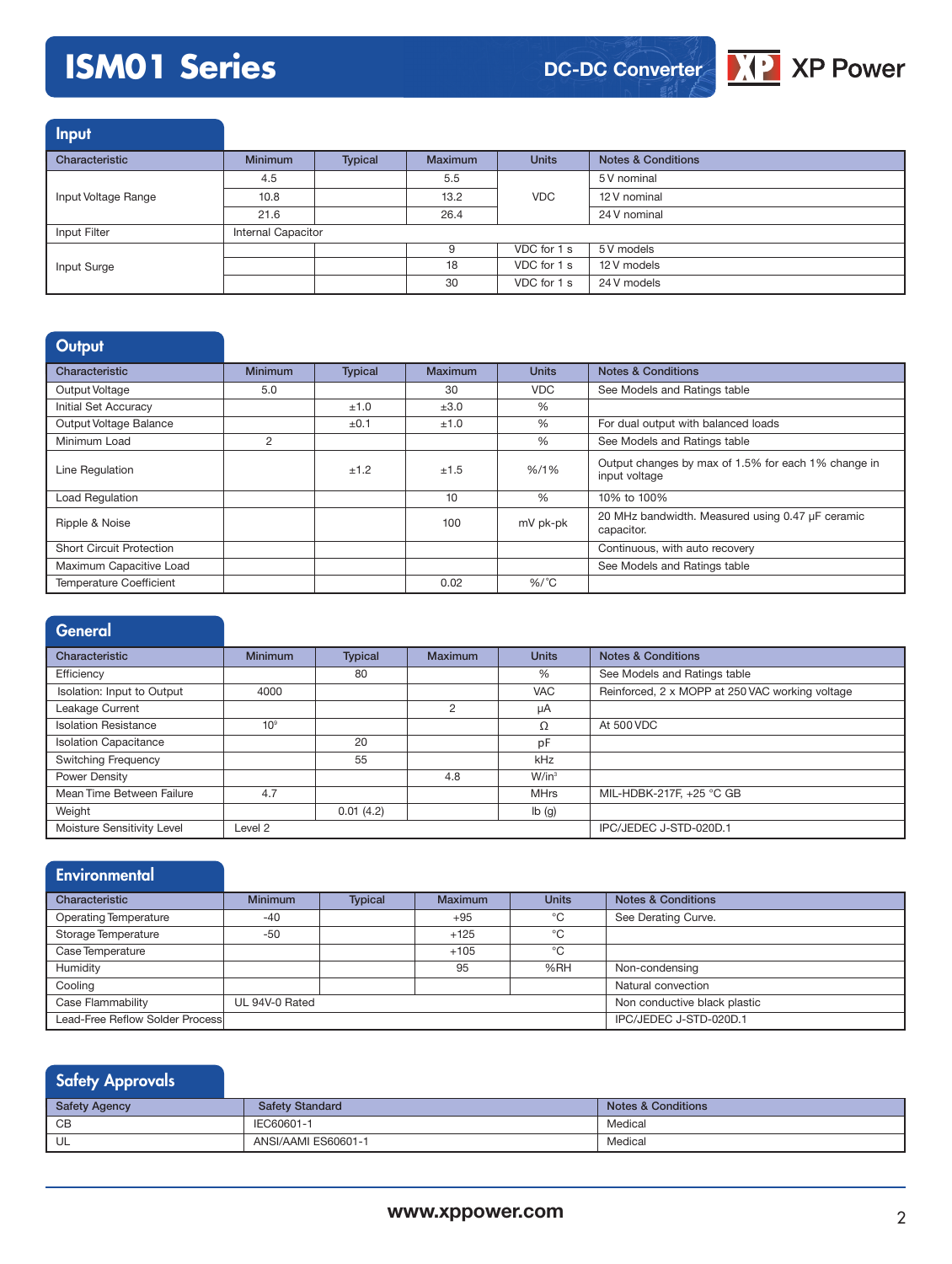## Input

| Characteristic | Minimum | Typical | Maximum | Units | Notes & Conditions |
|---|---|---|---|---|---|
| Input Voltage Range | 4.5 | | 5.5 | VDC | 5 V nominal |
| | 10.8 | | 13.2 | | 12 V nominal |
| | 21.6 | | 26.4 | | 24 V nominal |
| Input Filter | Internal Capacitor | | | | |
| Input Surge | | | 9 | VDC for 1 s | 5 V models |
| | | | 18 | VDC for 1 s | 12 V models |
| | | | 30 | VDC for 1 s | 24 V models |

## Output

| Characteristic | Minimum | Typical | Maximum | Units | Notes & Conditions |
|---|---|---|---|---|---|
| Output Voltage | 5.0 | | 30 | VDC | See Models and Ratings table |
| Initial Set Accuracy | | ±1.0 | ±3.0 | % | |
| Output Voltage Balance | | ±0.1 | ±1.0 | % | For dual output with balanced loads |
| Minimum Load | 2 | | | % | See Models and Ratings table |
| Line Regulation | | ±1.2 | ±1.5 | %/1% | Output changes by max of 1.5% for each 1% change in input voltage |
| Load Regulation | | | 10 | % | 10% to 100% |
| Ripple & Noise | | | 100 | mV pk-pk | 20 MHz bandwidth. Measured using 0.47 µF ceramic capacitor. |
| Short Circuit Protection | | | | | Continuous, with auto recovery |
| Maximum Capacitive Load | | | | | See Models and Ratings table |
| Temperature Coefficient | | | 0.02 | %/°C | |

## General

| Characteristic | Minimum | Typical | Maximum | Units | Notes & Conditions |
|---|---|---|---|---|---|
| Efficiency | | 80 | | % | See Models and Ratings table |
| Isolation: Input to Output | 4000 | | | VAC | Reinforced, 2 x MOPP at 250 VAC working voltage |
| Leakage Current | | | 2 | µA | |
| Isolation Resistance | $10^9$ | | | Ω | At 500 VDC |
| Isolation Capacitance | | 20 | | pF | |
| Switching Frequency | | 55 | | kHz | |
| Power Density | | | 4.8 | W/in³ | |
| Mean Time Between Failure | 4.7 | | | MHrs | MIL-HDBK-217F, +25 °C GB |
| Weight | | 0.01 (4.2) | | lb (g) | |
| Moisture Sensitivity Level | Level 2 | | | | IPC/JEDEC J-STD-020D.1 |

## Environmental

| Characteristic | Minimum | Typical | Maximum | Units | Notes & Conditions |
|---|---|---|---|---|---|
| Operating Temperature | -40 | | +95 | °C | See Derating Curve. |
| Storage Temperature | -50 | | +125 | °C | |
| Case Temperature | | | +105 | °C | |
| Humidity | | | 95 | %RH | Non-condensing |
| Cooling | | | | | Natural convection |
| Case Flammability | UL 94V-0 Rated | | | | Non conductive black plastic |
| Lead-Free Reflow Solder Process | | | | | IPC/JEDEC J-STD-020D.1 |

## Safety Approvals

| Safety Agency | Safety Standard | Notes & Conditions |
|---|---|---|
| CB | IEC60601-1 | Medical |
| UL | ANSI/AAMI ES60601-1 | Medical |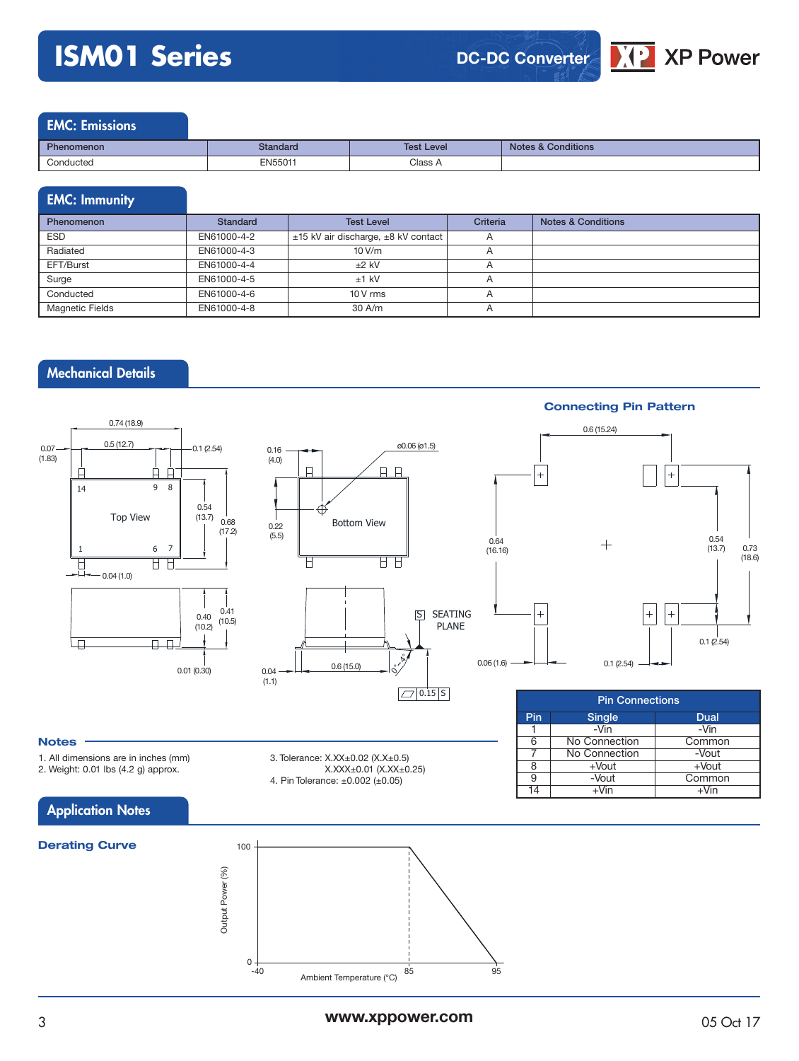## EMC: Emissions

| Phenomenon | Standard | Test Level | Notes & Conditions |
|---|---|---|---|
| Conducted | EN55011 | Class A | |

## EMC: Immunity

| Phenomenon | Standard | Test Level | Criteria | Notes & Conditions |
|---|---|---|---|---|
| ESD | EN61000-4-2 | ±15 kV air discharge, ±8 kV contact | A | |
| Radiated | EN61000-4-3 | 10 V/m | A | |
| EFT/Burst | EN61000-4-4 | ±2 kV | A | |
| Surge | EN61000-4-5 | ±1 kV | A | |
| Conducted | EN61000-4-6 | 10 V rms | A | |
| Magnetic Fields | EN61000-4-8 | 30 A/m | A | |

## Mechanical Details

0.74 (18.9)
0.07 (1.83)
0.5 (12.7)
0.1 (2.54)
14 9 8
Top View
1 6 7
0.54 (13.7)
0.68 (17.2)
0.04 (1.0)
0.40 (10.2)
0.41 (10.5)
0.01 (0.30)

0.16 (4.0)
ø0.06 (ø1.5)
Bottom View
0.22 (5.5)
SEATING PLANE
0.6 (15.0)
0.04 (1.1)
0°-4°
0.15 S

### Connecting Pin Pattern

0.6 (15.24)
0.64 (16.16)
0.54 (13.7)
0.73 (18.6)
0.1 (2.54)
0.06 (1.6)
0.1 (2.54)

| Pin Connections | | |
|---|---|---|
| **Pin** | **Single** | **Dual** |
| 1 | -Vin | -Vin |
| 6 | No Connection | Common |
| 7 | No Connection | -Vout |
| 8 | +Vout | +Vout |
| 9 | -Vout | Common |
| 14 | +Vin | +Vin |

### Notes

1. All dimensions are in inches (mm)
2. Weight: 0.01 lbs (4.2 g) approx.
3. Tolerance: X.XX±0.02 (X.X±0.5)
   X.XXX±0.01 (X.XX±0.25)
4. Pin Tolerance: ±0.002 (±0.05)

## Application Notes

### Derating Curve

Output Power (%)
100
0
-40
85
95
Ambient Temperature (°C)